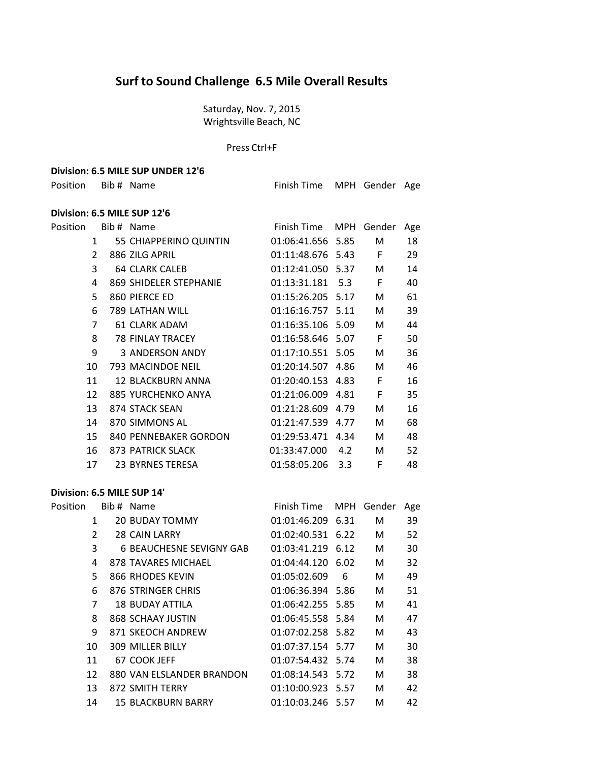# Surf to Sound Challenge 6.5 Mile Overall Results

Saturday, Nov. 7, 2015
Wrightsville Beach, NC

Press Ctrl+F

**Division: 6.5 MILE SUP UNDER 12'6**

| Position | Bib # | Name | Finish Time | MPH | Gender | Age |
|---|---|---|---|---|---|---|

**Division: 6.5 MILE SUP 12'6**

| Position | Bib # | Name | Finish Time | MPH | Gender | Age |
|---|---|---|---|---|---|---|
| 1 | 55 | CHIAPPERINO QUINTIN | 01:06:41.656 | 5.85 | M | 18 |
| 2 | 886 | ZILG APRIL | 01:11:48.676 | 5.43 | F | 29 |
| 3 | 64 | CLARK CALEB | 01:12:41.050 | 5.37 | M | 14 |
| 4 | 869 | SHIDELER STEPHANIE | 01:13:31.181 | 5.3 | F | 40 |
| 5 | 860 | PIERCE ED | 01:15:26.205 | 5.17 | M | 61 |
| 6 | 789 | LATHAN WILL | 01:16:16.757 | 5.11 | M | 39 |
| 7 | 61 | CLARK ADAM | 01:16:35.106 | 5.09 | M | 44 |
| 8 | 78 | FINLAY TRACEY | 01:16:58.646 | 5.07 | F | 50 |
| 9 | 3 | ANDERSON ANDY | 01:17:10.551 | 5.05 | M | 36 |
| 10 | 793 | MACINDOE NEIL | 01:20:14.507 | 4.86 | M | 46 |
| 11 | 12 | BLACKBURN ANNA | 01:20:40.153 | 4.83 | F | 16 |
| 12 | 885 | YURCHENKO ANYA | 01:21:06.009 | 4.81 | F | 35 |
| 13 | 874 | STACK SEAN | 01:21:28.609 | 4.79 | M | 16 |
| 14 | 870 | SIMMONS AL | 01:21:47.539 | 4.77 | M | 68 |
| 15 | 840 | PENNEBAKER GORDON | 01:29:53.471 | 4.34 | M | 48 |
| 16 | 873 | PATRICK SLACK | 01:33:47.000 | 4.2 | M | 52 |
| 17 | 23 | BYRNES TERESA | 01:58:05.206 | 3.3 | F | 48 |

**Division: 6.5 MILE SUP 14'**

| Position | Bib # | Name | Finish Time | MPH | Gender | Age |
|---|---|---|---|---|---|---|
| 1 | 20 | BUDAY TOMMY | 01:01:46.209 | 6.31 | M | 39 |
| 2 | 28 | CAIN LARRY | 01:02:40.531 | 6.22 | M | 52 |
| 3 | 6 | BEAUCHESNE SEVIGNY GAB | 01:03:41.219 | 6.12 | M | 30 |
| 4 | 878 | TAVARES MICHAEL | 01:04:44.120 | 6.02 | M | 32 |
| 5 | 866 | RHODES KEVIN | 01:05:02.609 | 6 | M | 49 |
| 6 | 876 | STRINGER CHRIS | 01:06:36.394 | 5.86 | M | 51 |
| 7 | 18 | BUDAY ATTILA | 01:06:42.255 | 5.85 | M | 41 |
| 8 | 868 | SCHAAY JUSTIN | 01:06:45.558 | 5.84 | M | 47 |
| 9 | 871 | SKEOCH ANDREW | 01:07:02.258 | 5.82 | M | 43 |
| 10 | 309 | MILLER BILLY | 01:07:37.154 | 5.77 | M | 30 |
| 11 | 67 | COOK JEFF | 01:07:54.432 | 5.74 | M | 38 |
| 12 | 880 | VAN ELSLANDER BRANDON | 01:08:14.543 | 5.72 | M | 38 |
| 13 | 872 | SMITH TERRY | 01:10:00.923 | 5.57 | M | 42 |
| 14 | 15 | BLACKBURN BARRY | 01:10:03.246 | 5.57 | M | 42 |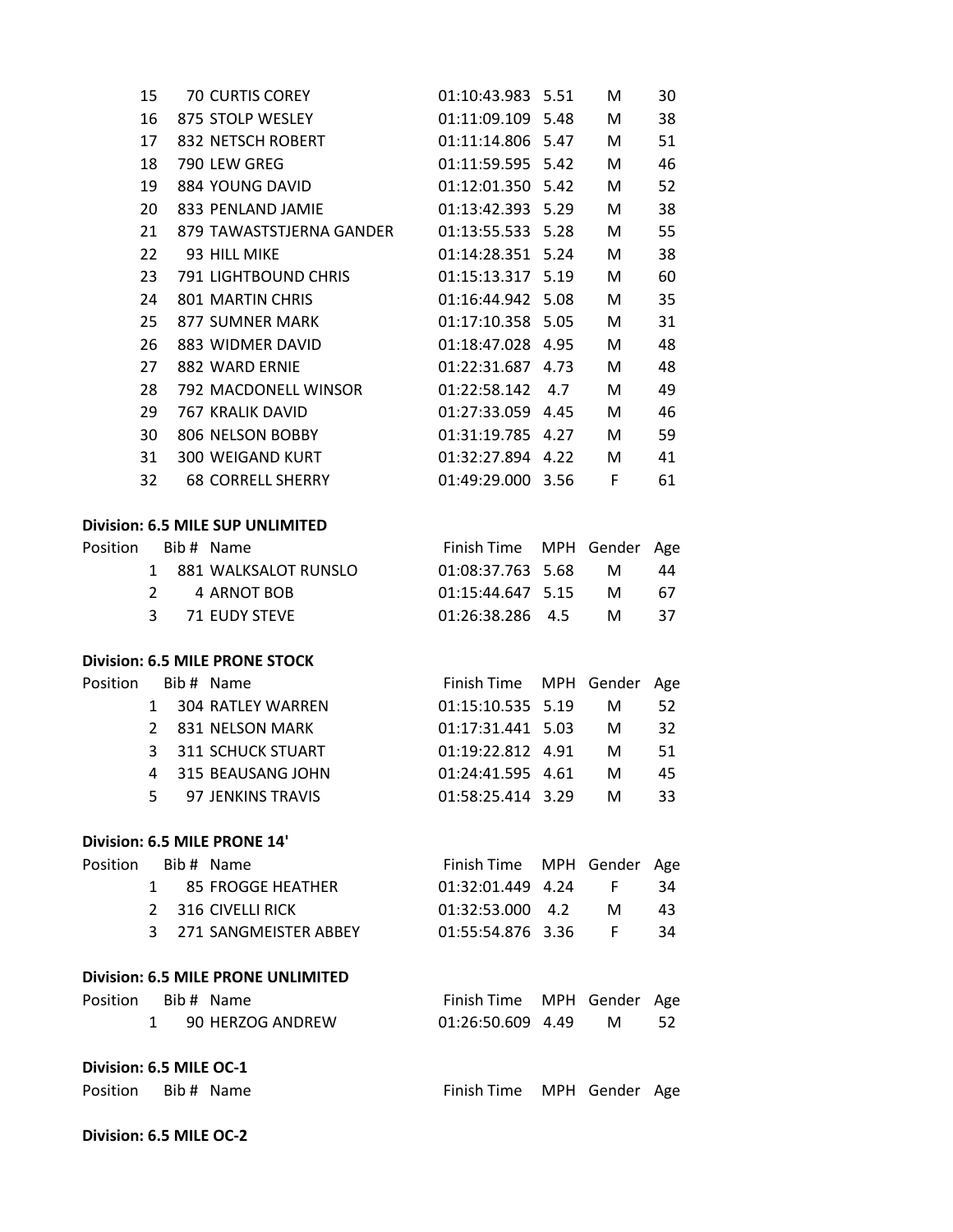| Position | Bib # | Name | Finish Time | MPH | Gender | Age |
|---|---|---|---|---|---|---|
| 15 | 70 | CURTIS COREY | 01:10:43.983 | 5.51 | M | 30 |
| 16 | 875 | STOLP WESLEY | 01:11:09.109 | 5.48 | M | 38 |
| 17 | 832 | NETSCH ROBERT | 01:11:14.806 | 5.47 | M | 51 |
| 18 | 790 | LEW GREG | 01:11:59.595 | 5.42 | M | 46 |
| 19 | 884 | YOUNG DAVID | 01:12:01.350 | 5.42 | M | 52 |
| 20 | 833 | PENLAND JAMIE | 01:13:42.393 | 5.29 | M | 38 |
| 21 | 879 | TAWASTSTJERNA GANDER | 01:13:55.533 | 5.28 | M | 55 |
| 22 | 93 | HILL MIKE | 01:14:28.351 | 5.24 | M | 38 |
| 23 | 791 | LIGHTBOUND CHRIS | 01:15:13.317 | 5.19 | M | 60 |
| 24 | 801 | MARTIN CHRIS | 01:16:44.942 | 5.08 | M | 35 |
| 25 | 877 | SUMNER MARK | 01:17:10.358 | 5.05 | M | 31 |
| 26 | 883 | WIDMER DAVID | 01:18:47.028 | 4.95 | M | 48 |
| 27 | 882 | WARD ERNIE | 01:22:31.687 | 4.73 | M | 48 |
| 28 | 792 | MACDONELL WINSOR | 01:22:58.142 | 4.7 | M | 49 |
| 29 | 767 | KRALIK DAVID | 01:27:33.059 | 4.45 | M | 46 |
| 30 | 806 | NELSON BOBBY | 01:31:19.785 | 4.27 | M | 59 |
| 31 | 300 | WEIGAND KURT | 01:32:27.894 | 4.22 | M | 41 |
| 32 | 68 | CORRELL SHERRY | 01:49:29.000 | 3.56 | F | 61 |

**Division: 6.5 MILE SUP UNLIMITED**

| Position | Bib # | Name | Finish Time | MPH | Gender | Age |
|---|---|---|---|---|---|---|
| 1 | 881 | WALKSALOT RUNSLO | 01:08:37.763 | 5.68 | M | 44 |
| 2 | 4 | ARNOT BOB | 01:15:44.647 | 5.15 | M | 67 |
| 3 | 71 | EUDY STEVE | 01:26:38.286 | 4.5 | M | 37 |

**Division: 6.5 MILE PRONE STOCK**

| Position | Bib # | Name | Finish Time | MPH | Gender | Age |
|---|---|---|---|---|---|---|
| 1 | 304 | RATLEY WARREN | 01:15:10.535 | 5.19 | M | 52 |
| 2 | 831 | NELSON MARK | 01:17:31.441 | 5.03 | M | 32 |
| 3 | 311 | SCHUCK STUART | 01:19:22.812 | 4.91 | M | 51 |
| 4 | 315 | BEAUSANG JOHN | 01:24:41.595 | 4.61 | M | 45 |
| 5 | 97 | JENKINS TRAVIS | 01:58:25.414 | 3.29 | M | 33 |

**Division: 6.5 MILE PRONE 14'**

| Position | Bib # | Name | Finish Time | MPH | Gender | Age |
|---|---|---|---|---|---|---|
| 1 | 85 | FROGGE HEATHER | 01:32:01.449 | 4.24 | F | 34 |
| 2 | 316 | CIVELLI RICK | 01:32:53.000 | 4.2 | M | 43 |
| 3 | 271 | SANGMEISTER ABBEY | 01:55:54.876 | 3.36 | F | 34 |

**Division: 6.5 MILE PRONE UNLIMITED**

| Position | Bib # | Name | Finish Time | MPH | Gender | Age |
|---|---|---|---|---|---|---|
| 1 | 90 | HERZOG ANDREW | 01:26:50.609 | 4.49 | M | 52 |

**Division: 6.5 MILE OC-1**

| Position | Bib # | Name | Finish Time | MPH | Gender | Age |
|---|---|---|---|---|---|---|

**Division: 6.5 MILE OC-2**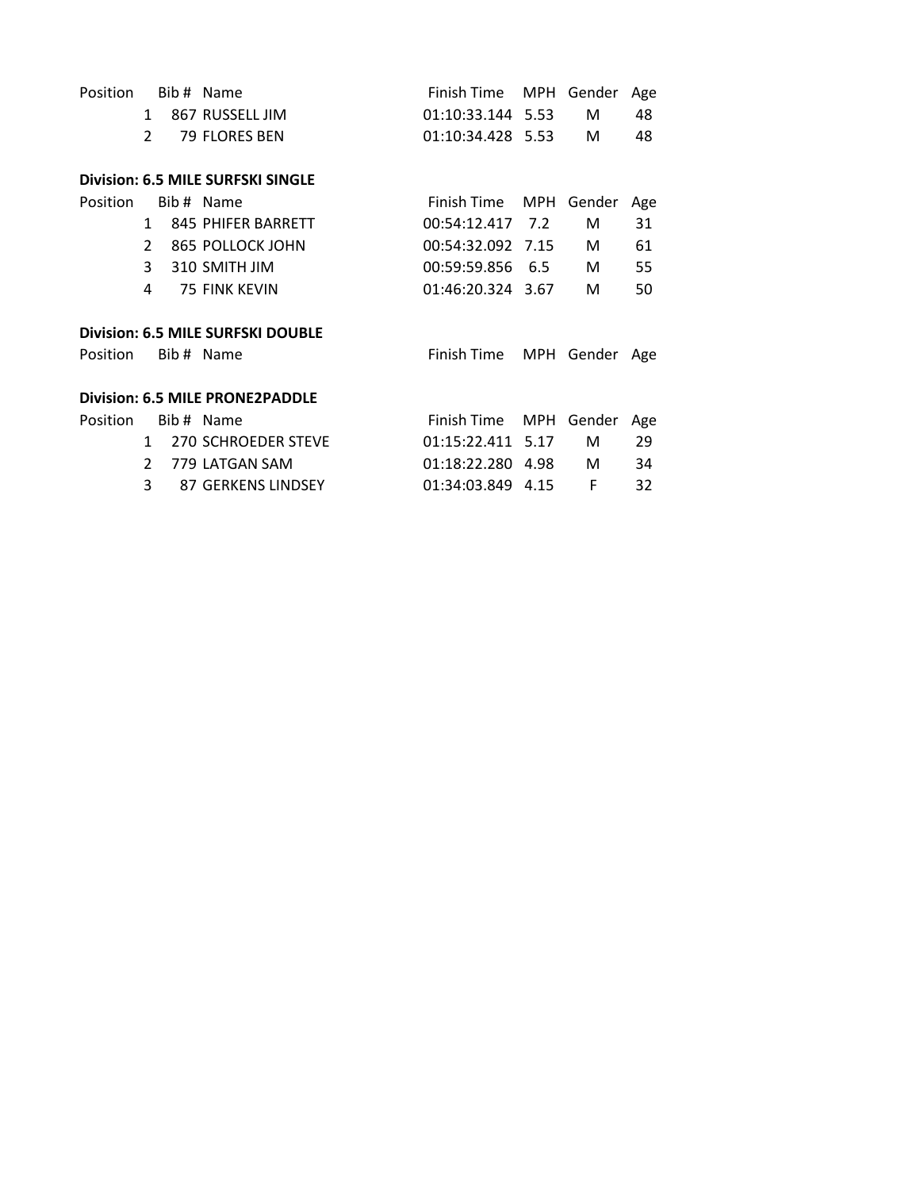| Position | Bib # | Name | Finish Time | MPH | Gender | Age |
|---|---|---|---|---|---|---|
| 1 | 867 | RUSSELL JIM | 01:10:33.144 | 5.53 | M | 48 |
| 2 | 79 | FLORES BEN | 01:10:34.428 | 5.53 | M | 48 |

**Division: 6.5 MILE SURFSKI SINGLE**

| Position | Bib # | Name | Finish Time | MPH | Gender | Age |
|---|---|---|---|---|---|---|
| 1 | 845 | PHIFER BARRETT | 00:54:12.417 | 7.2 | M | 31 |
| 2 | 865 | POLLOCK JOHN | 00:54:32.092 | 7.15 | M | 61 |
| 3 | 310 | SMITH JIM | 00:59:59.856 | 6.5 | M | 55 |
| 4 | 75 | FINK KEVIN | 01:46:20.324 | 3.67 | M | 50 |

**Division: 6.5 MILE SURFSKI DOUBLE**

| Position | Bib # | Name | Finish Time | MPH | Gender | Age |
|---|---|---|---|---|---|---|

**Division: 6.5 MILE PRONE2PADDLE**

| Position | Bib # | Name | Finish Time | MPH | Gender | Age |
|---|---|---|---|---|---|---|
| 1 | 270 | SCHROEDER STEVE | 01:15:22.411 | 5.17 | M | 29 |
| 2 | 779 | LATGAN SAM | 01:18:22.280 | 4.98 | M | 34 |
| 3 | 87 | GERKENS LINDSEY | 01:34:03.849 | 4.15 | F | 32 |